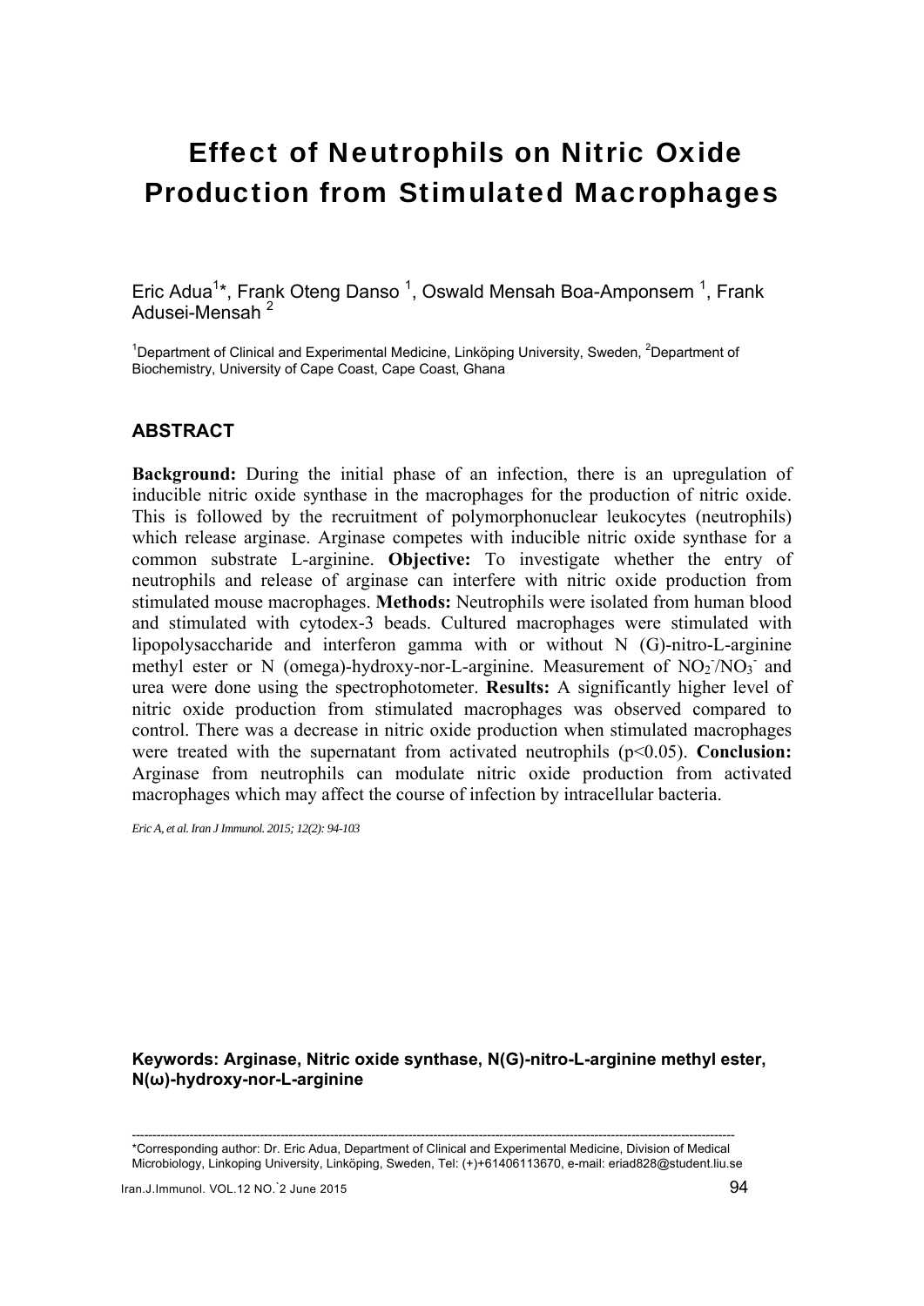# Effect of Neutrophils on Nitric Oxide Production from Stimulated Macrophages

Eric Adua[1]*, Frank Oteng Danso [1], Oswald Mensah Boa-Amponsem [1], Frank Adusei-Mensah [2]

[1]Department of Clinical and Experimental Medicine, Linköping University, Sweden, [2]Department of Biochemistry, University of Cape Coast, Cape Coast, Ghana

## ABSTRACT

**Background:** During the initial phase of an infection, there is an upregulation of inducible nitric oxide synthase in the macrophages for the production of nitric oxide. This is followed by the recruitment of polymorphonuclear leukocytes (neutrophils) which release arginase. Arginase competes with inducible nitric oxide synthase for a common substrate L-arginine. **Objective:** To investigate whether the entry of neutrophils and release of arginase can interfere with nitric oxide production from stimulated mouse macrophages. **Methods:** Neutrophils were isolated from human blood and stimulated with cytodex-3 beads. Cultured macrophages were stimulated with lipopolysaccharide and interferon gamma with or without N (G)-nitro-L-arginine methyl ester or N (omega)-hydroxy-nor-L-arginine. Measurement of $NO_2^-/NO_3^-$ and urea were done using the spectrophotometer. **Results:** A significantly higher level of nitric oxide production from stimulated macrophages was observed compared to control. There was a decrease in nitric oxide production when stimulated macrophages were treated with the supernatant from activated neutrophils ($p<0.05$). **Conclusion:** Arginase from neutrophils can modulate nitric oxide production from activated macrophages which may affect the course of infection by intracellular bacteria.

*Eric A, et al. Iran J Immunol. 2015; 12(2): 94-103*

**Keywords: Arginase, Nitric oxide synthase, N(G)-nitro-L-arginine methyl ester, N(ω)-hydroxy-nor-L-arginine**

---

*Corresponding author: Dr. Eric Adua, Department of Clinical and Experimental Medicine, Division of Medical Microbiology, Linkoping University, Linköping, Sweden, Tel: (+)+61406113670, e-mail: eriad828@student.liu.se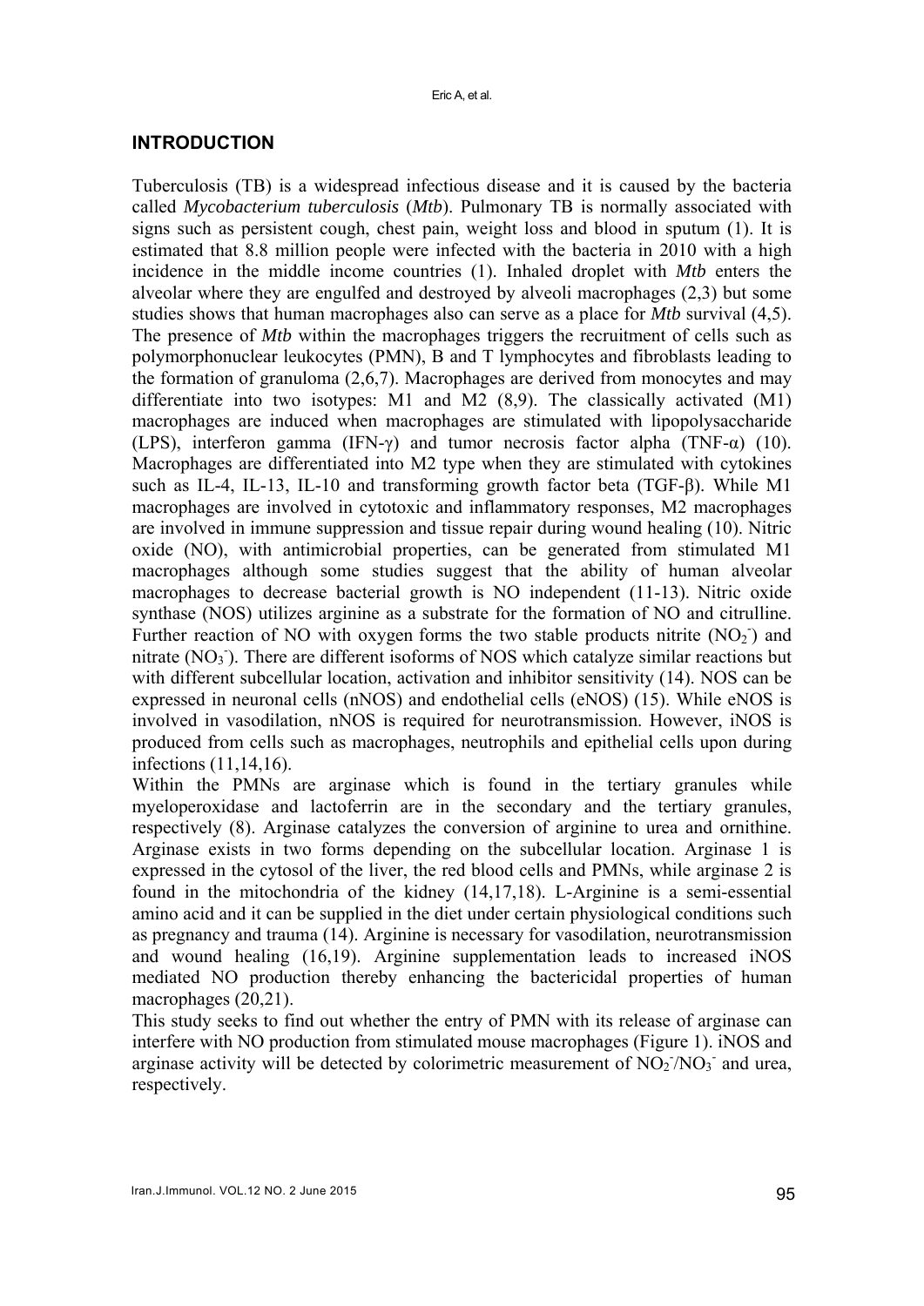## INTRODUCTION

Tuberculosis (TB) is a widespread infectious disease and it is caused by the bacteria called *Mycobacterium tuberculosis* (*Mtb*). Pulmonary TB is normally associated with signs such as persistent cough, chest pain, weight loss and blood in sputum (1). It is estimated that 8.8 million people were infected with the bacteria in 2010 with a high incidence in the middle income countries (1). Inhaled droplet with *Mtb* enters the alveolar where they are engulfed and destroyed by alveoli macrophages (2,3) but some studies shows that human macrophages also can serve as a place for *Mtb* survival (4,5). The presence of *Mtb* within the macrophages triggers the recruitment of cells such as polymorphonuclear leukocytes (PMN), B and T lymphocytes and fibroblasts leading to the formation of granuloma (2,6,7). Macrophages are derived from monocytes and may differentiate into two isotypes: M1 and M2 (8,9). The classically activated (M1) macrophages are induced when macrophages are stimulated with lipopolysaccharide (LPS), interferon gamma (IFN-γ) and tumor necrosis factor alpha (TNF-α) (10). Macrophages are differentiated into M2 type when they are stimulated with cytokines such as IL-4, IL-13, IL-10 and transforming growth factor beta (TGF-β). While M1 macrophages are involved in cytotoxic and inflammatory responses, M2 macrophages are involved in immune suppression and tissue repair during wound healing (10). Nitric oxide (NO), with antimicrobial properties, can be generated from stimulated M1 macrophages although some studies suggest that the ability of human alveolar macrophages to decrease bacterial growth is NO independent (11-13). Nitric oxide synthase (NOS) utilizes arginine as a substrate for the formation of NO and citrulline. Further reaction of NO with oxygen forms the two stable products nitrite ($NO_2^-$) and nitrate ($NO_3^-$). There are different isoforms of NOS which catalyze similar reactions but with different subcellular location, activation and inhibitor sensitivity (14). NOS can be expressed in neuronal cells (nNOS) and endothelial cells (eNOS) (15). While eNOS is involved in vasodilation, nNOS is required for neurotransmission. However, iNOS is produced from cells such as macrophages, neutrophils and epithelial cells upon during infections (11,14,16).

Within the PMNs are arginase which is found in the tertiary granules while myeloperoxidase and lactoferrin are in the secondary and the tertiary granules, respectively (8). Arginase catalyzes the conversion of arginine to urea and ornithine. Arginase exists in two forms depending on the subcellular location. Arginase 1 is expressed in the cytosol of the liver, the red blood cells and PMNs, while arginase 2 is found in the mitochondria of the kidney (14,17,18). L-Arginine is a semi-essential amino acid and it can be supplied in the diet under certain physiological conditions such as pregnancy and trauma (14). Arginine is necessary for vasodilation, neurotransmission and wound healing (16,19). Arginine supplementation leads to increased iNOS mediated NO production thereby enhancing the bactericidal properties of human macrophages (20,21).

This study seeks to find out whether the entry of PMN with its release of arginase can interfere with NO production from stimulated mouse macrophages (Figure 1). iNOS and arginase activity will be detected by colorimetric measurement of $NO_2^-/NO_3^-$ and urea, respectively.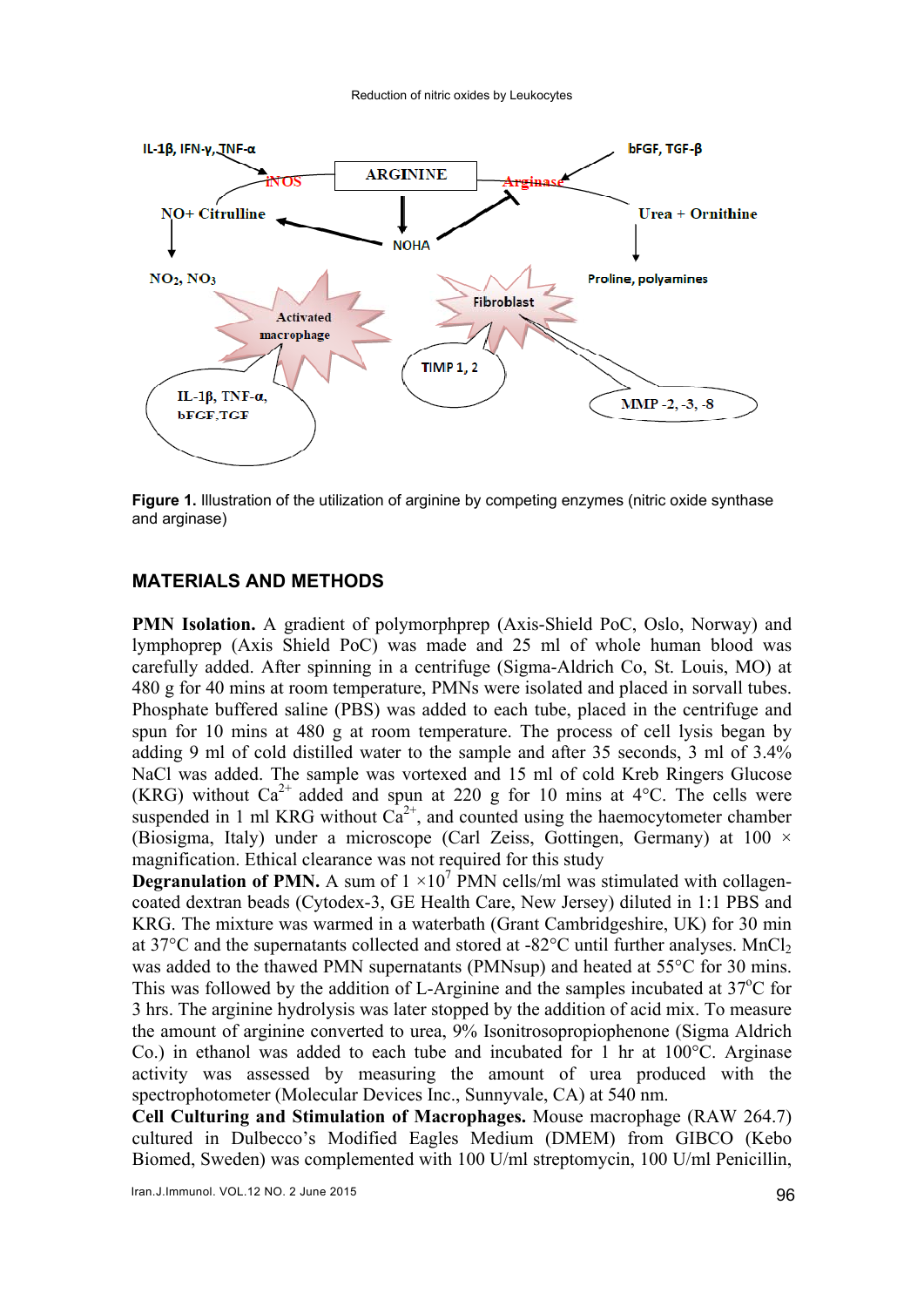Figure 1. Illustration of the utilization of arginine by competing enzymes (nitric oxide synthase and arginase)

## MATERIALS AND METHODS

**PMN Isolation.** A gradient of polymorphprep (Axis-Shield PoC, Oslo, Norway) and lymphoprep (Axis Shield PoC) was made and 25 ml of whole human blood was carefully added. After spinning in a centrifuge (Sigma-Aldrich Co, St. Louis, MO) at 480 g for 40 mins at room temperature, PMNs were isolated and placed in sorvall tubes. Phosphate buffered saline (PBS) was added to each tube, placed in the centrifuge and spun for 10 mins at 480 g at room temperature. The process of cell lysis began by adding 9 ml of cold distilled water to the sample and after 35 seconds, 3 ml of 3.4% NaCl was added. The sample was vortexed and 15 ml of cold Kreb Ringers Glucose (KRG) without $Ca^{2+}$ added and spun at 220 g for 10 mins at 4°C. The cells were suspended in 1 ml KRG without $Ca^{2+}$, and counted using the haemocytometer chamber (Biosigma, Italy) under a microscope (Carl Zeiss, Gottingen, Germany) at 100 × magnification. Ethical clearance was not required for this study

**Degranulation of PMN.** A sum of $1 \times 10^7$ PMN cells/ml was stimulated with collagen-coated dextran beads (Cytodex-3, GE Health Care, New Jersey) diluted in 1:1 PBS and KRG. The mixture was warmed in a waterbath (Grant Cambridgeshire, UK) for 30 min at 37°C and the supernatants collected and stored at -82°C until further analyses. $MnCl_2$ was added to the thawed PMN supernatants (PMNsup) and heated at 55°C for 30 mins. This was followed by the addition of L-Arginine and the samples incubated at 37°C for 3 hrs. The arginine hydrolysis was later stopped by the addition of acid mix. To measure the amount of arginine converted to urea, 9% Isonitrosopropiophenone (Sigma Aldrich Co.) in ethanol was added to each tube and incubated for 1 hr at 100°C. Arginase activity was assessed by measuring the amount of urea produced with the spectrophotometer (Molecular Devices Inc., Sunnyvale, CA) at 540 nm.

**Cell Culturing and Stimulation of Macrophages.** Mouse macrophage (RAW 264.7) cultured in Dulbecco's Modified Eagles Medium (DMEM) from GIBCO (Kebo Biomed, Sweden) was complemented with 100 U/ml streptomycin, 100 U/ml Penicillin,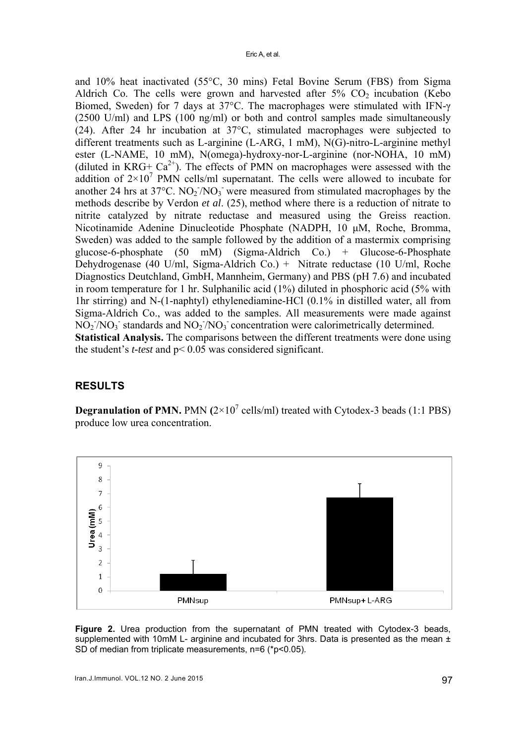and 10% heat inactivated (55°C, 30 mins) Fetal Bovine Serum (FBS) from Sigma Aldrich Co. The cells were grown and harvested after 5% $CO_2$ incubation (Kebo Biomed, Sweden) for 7 days at 37°C. The macrophages were stimulated with IFN-γ (2500 U/ml) and LPS (100 ng/ml) or both and control samples made simultaneously (24). After 24 hr incubation at 37°C, stimulated macrophages were subjected to different treatments such as L-arginine (L-ARG, 1 mM), N(G)-nitro-L-arginine methyl ester (L-NAME, 10 mM), N(omega)-hydroxy-nor-L-arginine (nor-NOHA, 10 mM) (diluted in KRG+ $Ca^{2+}$). The effects of PMN on macrophages were assessed with the addition of $2×10^7$ PMN cells/ml supernatant. The cells were allowed to incubate for another 24 hrs at 37°C. $NO_2^-/NO_3^-$ were measured from stimulated macrophages by the methods describe by Verdon *et al*. (25), method where there is a reduction of nitrate to nitrite catalyzed by nitrate reductase and measured using the Greiss reaction. Nicotinamide Adenine Dinucleotide Phosphate (NADPH, 10 µM, Roche, Bromma, Sweden) was added to the sample followed by the addition of a mastermix comprising glucose-6-phosphate (50 mM) (Sigma-Aldrich Co.) + Glucose-6-Phosphate Dehydrogenase (40 U/ml, Sigma-Aldrich Co.) + Nitrate reductase (10 U/ml, Roche Diagnostics Deutchland, GmbH, Mannheim, Germany) and PBS (pH 7.6) and incubated in room temperature for 1 hr. Sulphanilic acid (1%) diluted in phosphoric acid (5% with 1hr stirring) and N-(1-naphtyl) ethylenediamine-HCl (0.1% in distilled water, all from Sigma-Aldrich Co., was added to the samples. All measurements were made against $NO_2^-/NO_3^-$ standards and $NO_2^-/NO_3^-$ concentration were calorimetrically determined.

**Statistical Analysis.** The comparisons between the different treatments were done using the student's *t-test* and $p< 0.05$ was considered significant.

## RESULTS

**Degranulation of PMN.** PMN ($2×10^7$ cells/ml) treated with Cytodex-3 beads (1:1 PBS) produce low urea concentration.

**Figure 2.** Urea production from the supernatant of PMN treated with Cytodex-3 beads, supplemented with 10mM L- arginine and incubated for 3hrs. Data is presented as the mean ± SD of median from triplicate measurements, n=6 (*p<0.05).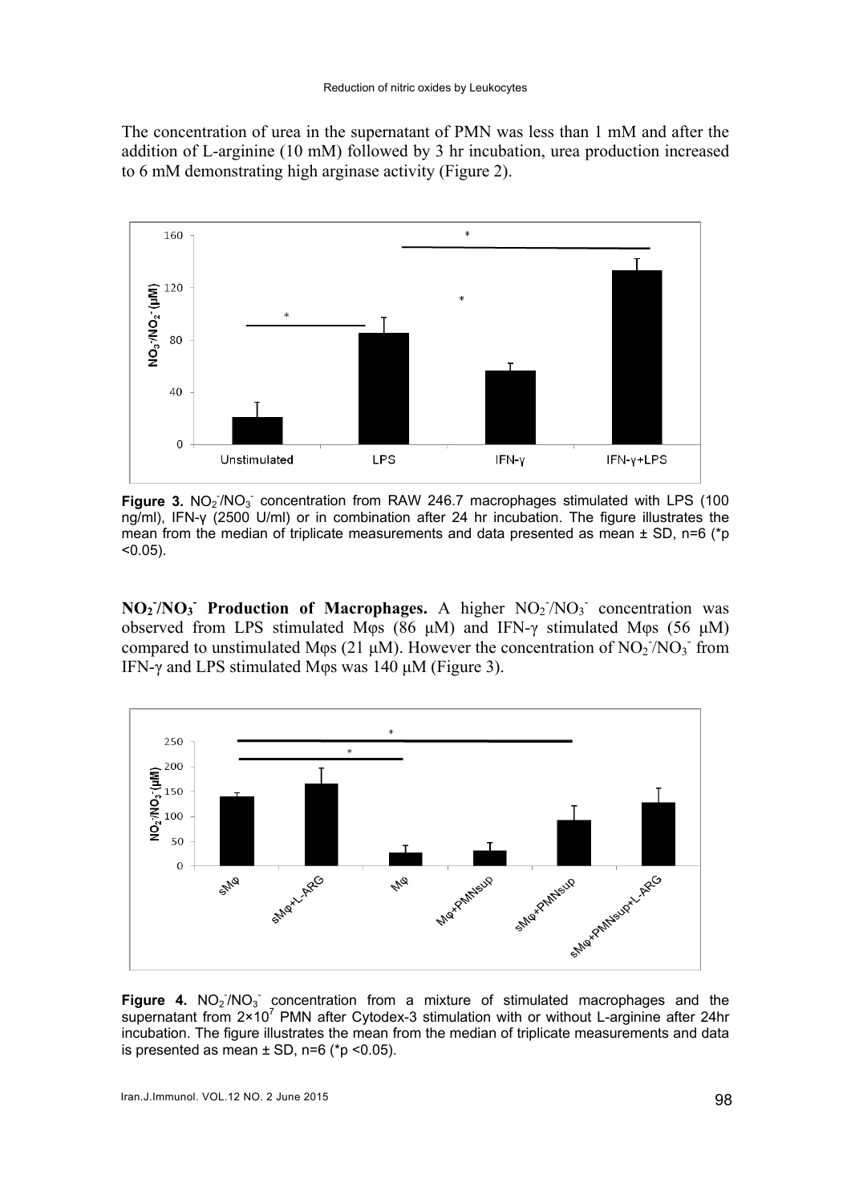The concentration of urea in the supernatant of PMN was less than 1 mM and after the addition of L-arginine (10 mM) followed by 3 hr incubation, urea production increased to 6 mM demonstrating high arginase activity (Figure 2).

**Figure 3.** $NO_2^-/NO_3^-$ concentration from RAW 246.7 macrophages stimulated with LPS (100 ng/ml), IFN-γ (2500 U/ml) or in combination after 24 hr incubation. The figure illustrates the mean from the median of triplicate measurements and data presented as mean ± SD, n=6 (*p <0.05).

**$NO_2^-/NO_3^-$ Production of Macrophages.** A higher $NO_2^-/NO_3^-$ concentration was observed from LPS stimulated Mφs (86 μM) and IFN-γ stimulated Mφs (56 μM) compared to unstimulated Mφs (21 μM). However the concentration of $NO_2^-/NO_3^-$ from IFN-γ and LPS stimulated Mφs was 140 μM (Figure 3).

**Figure 4.** $NO_2^-/NO_3^-$ concentration from a mixture of stimulated macrophages and the supernatant from $2\times10^7$ PMN after Cytodex-3 stimulation with or without L-arginine after 24hr incubation. The figure illustrates the mean from the median of triplicate measurements and data is presented as mean ± SD, n=6 (*p <0.05).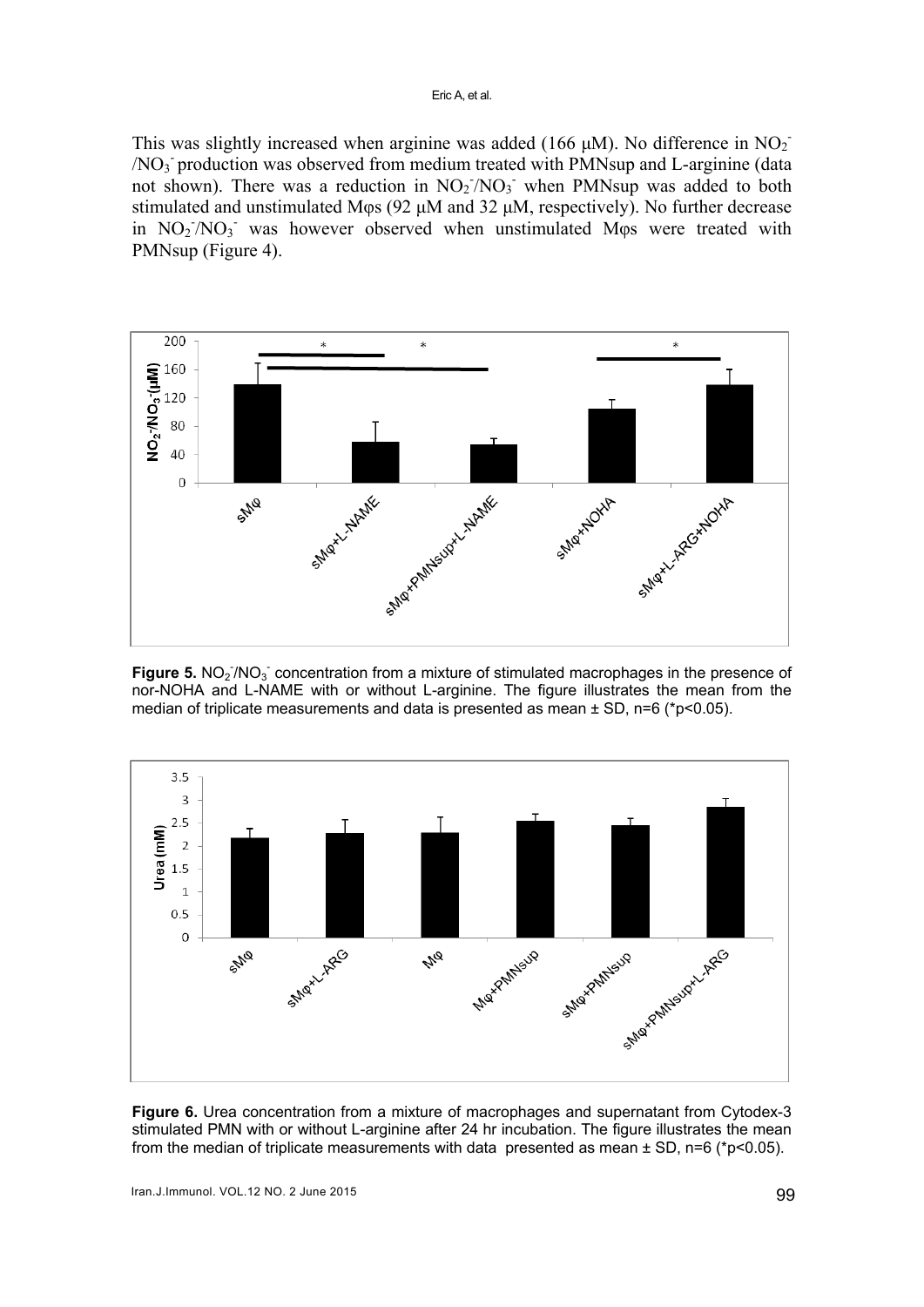This was slightly increased when arginine was added (166 µM). No difference in $NO_2^-$/$NO_3^-$ production was observed from medium treated with PMNsup and L-arginine (data not shown). There was a reduction in $NO_2^-$/$NO_3^-$ when PMNsup was added to both stimulated and unstimulated Mφs (92 µM and 32 µM, respectively). No further decrease in $NO_2^-$/$NO_3^-$ was however observed when unstimulated Mφs were treated with PMNsup (Figure 4).

**Figure 5.** $NO_2^-$/$NO_3^-$ concentration from a mixture of stimulated macrophages in the presence of nor-NOHA and L-NAME with or without L-arginine. The figure illustrates the mean from the median of triplicate measurements and data is presented as mean ± SD, n=6 (*p<0.05).

**Figure 6.** Urea concentration from a mixture of macrophages and supernatant from Cytodex-3 stimulated PMN with or without L-arginine after 24 hr incubation. The figure illustrates the mean from the median of triplicate measurements with data presented as mean ± SD, n=6 (*p<0.05).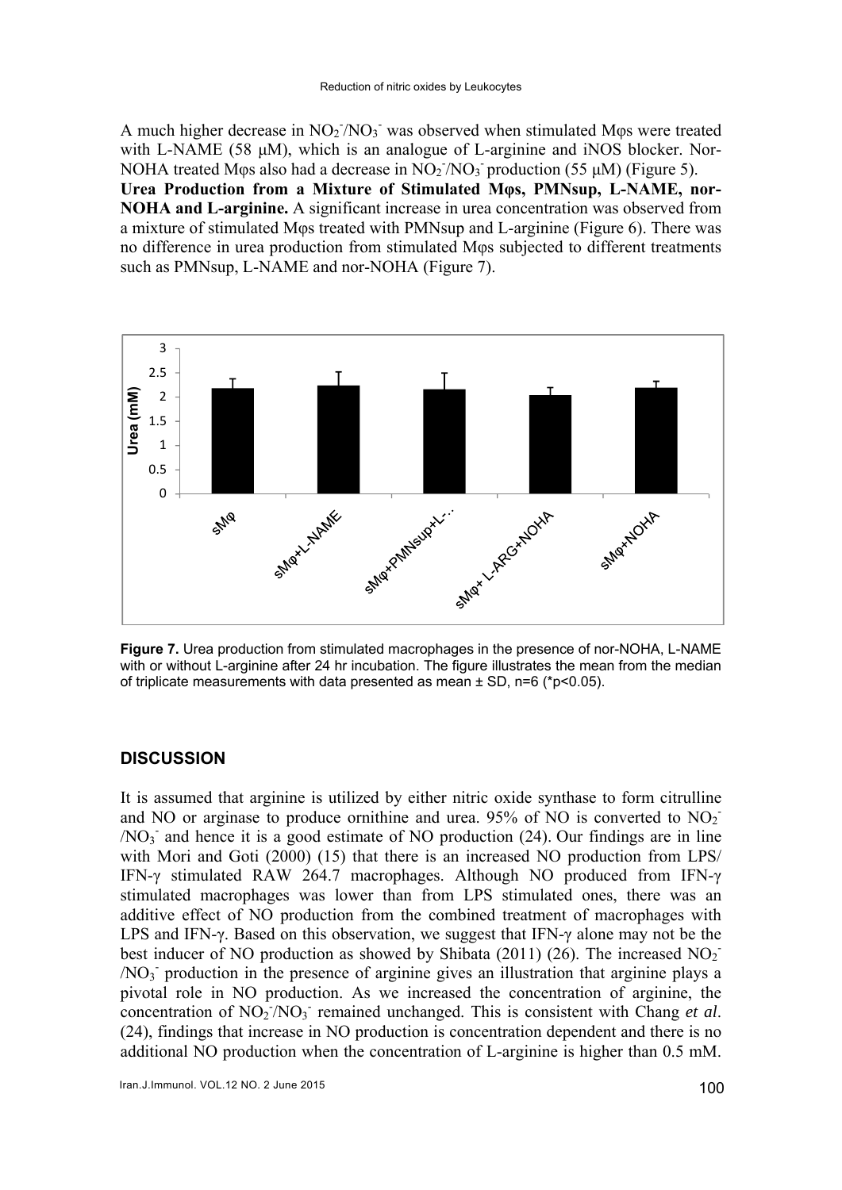A much higher decrease in $NO_2^-/NO_3^-$ was observed when stimulated Mφs were treated with L-NAME (58 μM), which is an analogue of L-arginine and iNOS blocker. Nor-NOHA treated Mφs also had a decrease in $NO_2^-/NO_3^-$ production (55 μM) (Figure 5).

**Urea Production from a Mixture of Stimulated Mφs, PMNsup, L-NAME, nor-NOHA and L-arginine.** A significant increase in urea concentration was observed from a mixture of stimulated Mφs treated with PMNsup and L-arginine (Figure 6). There was no difference in urea production from stimulated Mφs subjected to different treatments such as PMNsup, L-NAME and nor-NOHA (Figure 7).

**Figure 7.** Urea production from stimulated macrophages in the presence of nor-NOHA, L-NAME with or without L-arginine after 24 hr incubation. The figure illustrates the mean from the median of triplicate measurements with data presented as mean ± SD, n=6 (*p<0.05).

## DISCUSSION

It is assumed that arginine is utilized by either nitric oxide synthase to form citrulline and NO or arginase to produce ornithine and urea. 95% of NO is converted to $NO_2^-$ /$NO_3^-$ and hence it is a good estimate of NO production (24). Our findings are in line with Mori and Goti (2000) (15) that there is an increased NO production from LPS/ IFN-γ stimulated RAW 264.7 macrophages. Although NO produced from IFN-γ stimulated macrophages was lower than from LPS stimulated ones, there was an additive effect of NO production from the combined treatment of macrophages with LPS and IFN-γ. Based on this observation, we suggest that IFN-γ alone may not be the best inducer of NO production as showed by Shibata (2011) (26). The increased $NO_2^-$ /$NO_3^-$ production in the presence of arginine gives an illustration that arginine plays a pivotal role in NO production. As we increased the concentration of arginine, the concentration of $NO_2^-/NO_3^-$ remained unchanged. This is consistent with Chang *et al*. (24), findings that increase in NO production is concentration dependent and there is no additional NO production when the concentration of L-arginine is higher than 0.5 mM.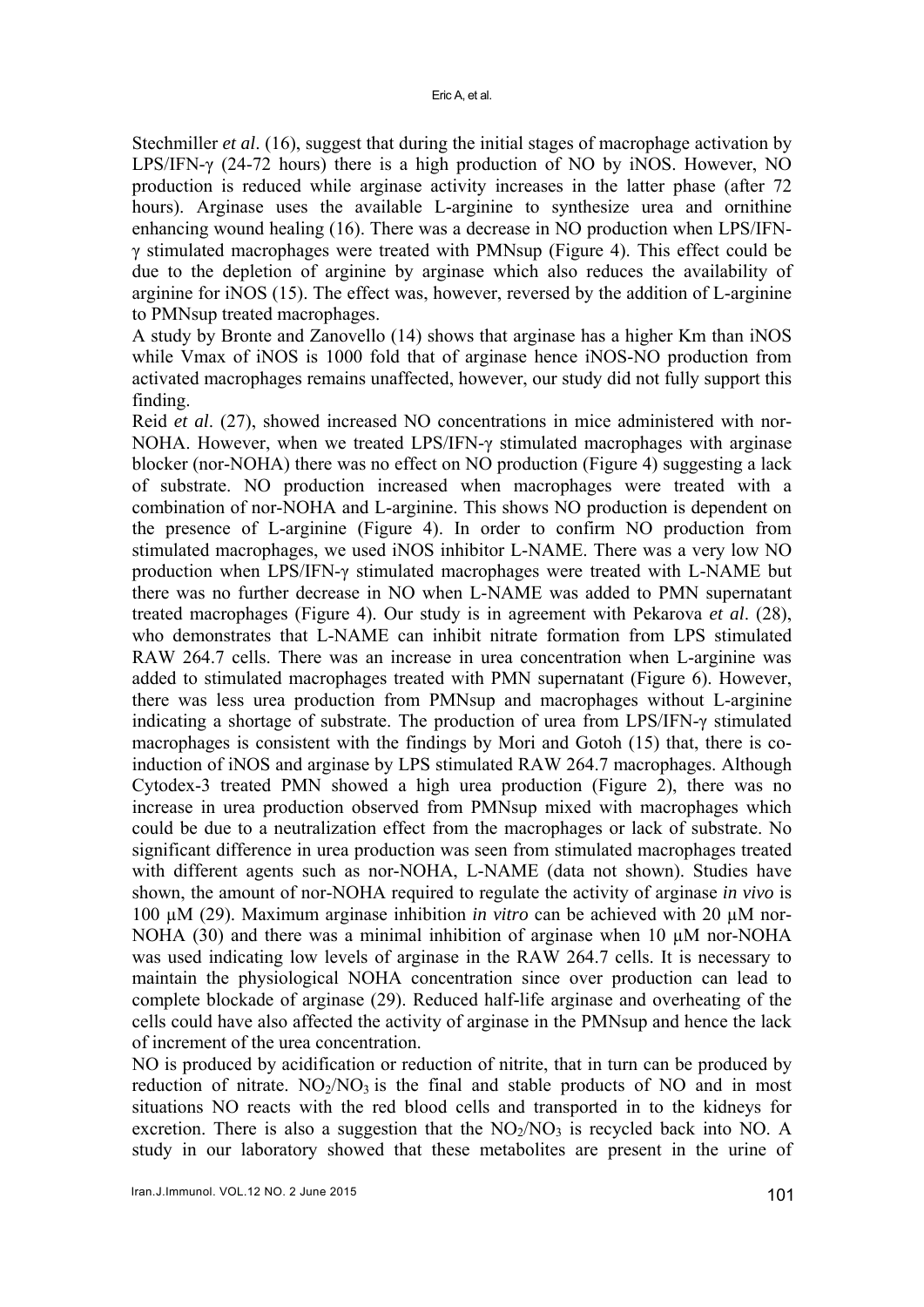Stechmiller *et al*. (16), suggest that during the initial stages of macrophage activation by LPS/IFN-γ (24-72 hours) there is a high production of NO by iNOS. However, NO production is reduced while arginase activity increases in the latter phase (after 72 hours). Arginase uses the available L-arginine to synthesize urea and ornithine enhancing wound healing (16). There was a decrease in NO production when LPS/IFN-γ stimulated macrophages were treated with PMNsup (Figure 4). This effect could be due to the depletion of arginine by arginase which also reduces the availability of arginine for iNOS (15). The effect was, however, reversed by the addition of L-arginine to PMNsup treated macrophages.

A study by Bronte and Zanovello (14) shows that arginase has a higher Km than iNOS while Vmax of iNOS is 1000 fold that of arginase hence iNOS-NO production from activated macrophages remains unaffected, however, our study did not fully support this finding.

Reid *et al*. (27), showed increased NO concentrations in mice administered with nor-NOHA. However, when we treated LPS/IFN-γ stimulated macrophages with arginase blocker (nor-NOHA) there was no effect on NO production (Figure 4) suggesting a lack of substrate. NO production increased when macrophages were treated with a combination of nor-NOHA and L-arginine. This shows NO production is dependent on the presence of L-arginine (Figure 4). In order to confirm NO production from stimulated macrophages, we used iNOS inhibitor L-NAME. There was a very low NO production when LPS/IFN-γ stimulated macrophages were treated with L-NAME but there was no further decrease in NO when L-NAME was added to PMN supernatant treated macrophages (Figure 4). Our study is in agreement with Pekarova *et al*. (28), who demonstrates that L-NAME can inhibit nitrate formation from LPS stimulated RAW 264.7 cells. There was an increase in urea concentration when L-arginine was added to stimulated macrophages treated with PMN supernatant (Figure 6). However, there was less urea production from PMNsup and macrophages without L-arginine indicating a shortage of substrate. The production of urea from LPS/IFN-γ stimulated macrophages is consistent with the findings by Mori and Gotoh (15) that, there is co-induction of iNOS and arginase by LPS stimulated RAW 264.7 macrophages. Although Cytodex-3 treated PMN showed a high urea production (Figure 2), there was no increase in urea production observed from PMNsup mixed with macrophages which could be due to a neutralization effect from the macrophages or lack of substrate. No significant difference in urea production was seen from stimulated macrophages treated with different agents such as nor-NOHA, L-NAME (data not shown). Studies have shown, the amount of nor-NOHA required to regulate the activity of arginase *in vivo* is 100 µM (29). Maximum arginase inhibition *in vitro* can be achieved with 20 µM nor-NOHA (30) and there was a minimal inhibition of arginase when 10 µM nor-NOHA was used indicating low levels of arginase in the RAW 264.7 cells. It is necessary to maintain the physiological NOHA concentration since over production can lead to complete blockade of arginase (29). Reduced half-life arginase and overheating of the cells could have also affected the activity of arginase in the PMNsup and hence the lack of increment of the urea concentration.

NO is produced by acidification or reduction of nitrite, that in turn can be produced by reduction of nitrate. $NO_2/NO_3$ is the final and stable products of NO and in most situations NO reacts with the red blood cells and transported in to the kidneys for excretion. There is also a suggestion that the $NO_2/NO_3$ is recycled back into NO. A study in our laboratory showed that these metabolites are present in the urine of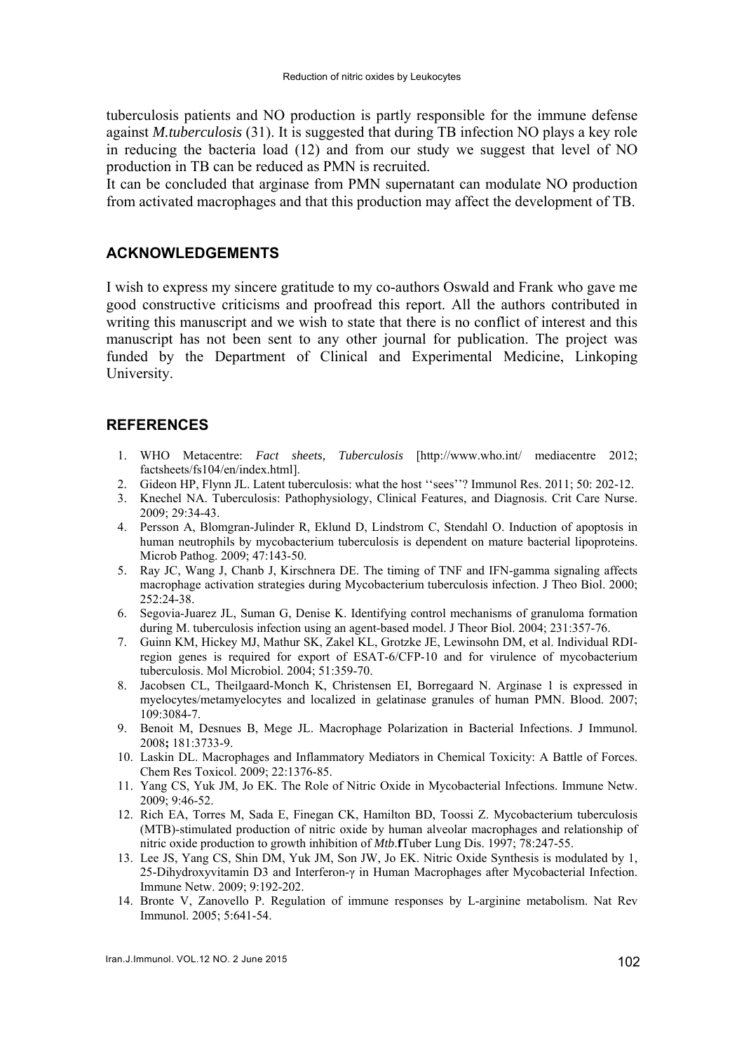tuberculosis patients and NO production is partly responsible for the immune defense against *M.tuberculosis* (31). It is suggested that during TB infection NO plays a key role in reducing the bacteria load (12) and from our study we suggest that level of NO production in TB can be reduced as PMN is recruited.

It can be concluded that arginase from PMN supernatant can modulate NO production from activated macrophages and that this production may affect the development of TB.

## ACKNOWLEDGEMENTS

I wish to express my sincere gratitude to my co-authors Oswald and Frank who gave me good constructive criticisms and proofread this report. All the authors contributed in writing this manuscript and we wish to state that there is no conflict of interest and this manuscript has not been sent to any other journal for publication. The project was funded by the Department of Clinical and Experimental Medicine, Linkoping University.

## REFERENCES

1. WHO Metacentre: *Fact sheets, Tuberculosis* [http://www.who.int/ mediacentre 2012; factsheets/fs104/en/index.html].
2. Gideon HP, Flynn JL. Latent tuberculosis: what the host ''sees''? Immunol Res. 2011; 50: 202-12.
3. Knechel NA. Tuberculosis: Pathophysiology, Clinical Features, and Diagnosis. Crit Care Nurse. 2009; 29:34-43.
4. Persson A, Blomgran-Julinder R, Eklund D, Lindstrom C, Stendahl O. Induction of apoptosis in human neutrophils by mycobacterium tuberculosis is dependent on mature bacterial lipoproteins. Microb Pathog. 2009; 47:143-50.
5. Ray JC, Wang J, Chanb J, Kirschnera DE. The timing of TNF and IFN-gamma signaling affects macrophage activation strategies during Mycobacterium tuberculosis infection. J Theo Biol. 2000; 252:24-38.
6. Segovia-Juarez JL, Suman G, Denise K. Identifying control mechanisms of granuloma formation during M. tuberculosis infection using an agent-based model. J Theor Biol. 2004; 231:357-76.
7. Guinn KM, Hickey MJ, Mathur SK, Zakel KL, Grotzke JE, Lewinsohn DM, et al. Individual RDI-region genes is required for export of ESAT-6/CFP-10 and for virulence of mycobacterium tuberculosis. Mol Microbiol. 2004; 51:359-70.
8. Jacobsen CL, Theilgaard-Monch K, Christensen EI, Borregaard N. Arginase 1 is expressed in myelocytes/metamyelocytes and localized in gelatinase granules of human PMN. Blood. 2007; 109:3084-7.
9. Benoit M, Desnues B, Mege JL. Macrophage Polarization in Bacterial Infections. J Immunol. 2008**;** 181:3733-9.
10. Laskin DL. Macrophages and Inflammatory Mediators in Chemical Toxicity: A Battle of Forces. Chem Res Toxicol. 2009; 22:1376-85.
11. Yang CS, Yuk JM, Jo EK. The Role of Nitric Oxide in Mycobacterial Infections. Immune Netw. 2009; 9:46-52.
12. Rich EA, Torres M, Sada E, Finegan CK, Hamilton BD, Toossi Z. Mycobacterium tuberculosis (MTB)-stimulated production of nitric oxide by human alveolar macrophages and relationship of nitric oxide production to growth inhibition of *Mtb*.**f**Tuber Lung Dis. 1997; 78:247-55.
13. Lee JS, Yang CS, Shin DM, Yuk JM, Son JW, Jo EK. Nitric Oxide Synthesis is modulated by 1, 25-Dihydroxyvitamin D3 and Interferon-γ in Human Macrophages after Mycobacterial Infection. Immune Netw. 2009; 9:192-202.
14. Bronte V, Zanovello P. Regulation of immune responses by L-arginine metabolism. Nat Rev Immunol. 2005; 5:641-54.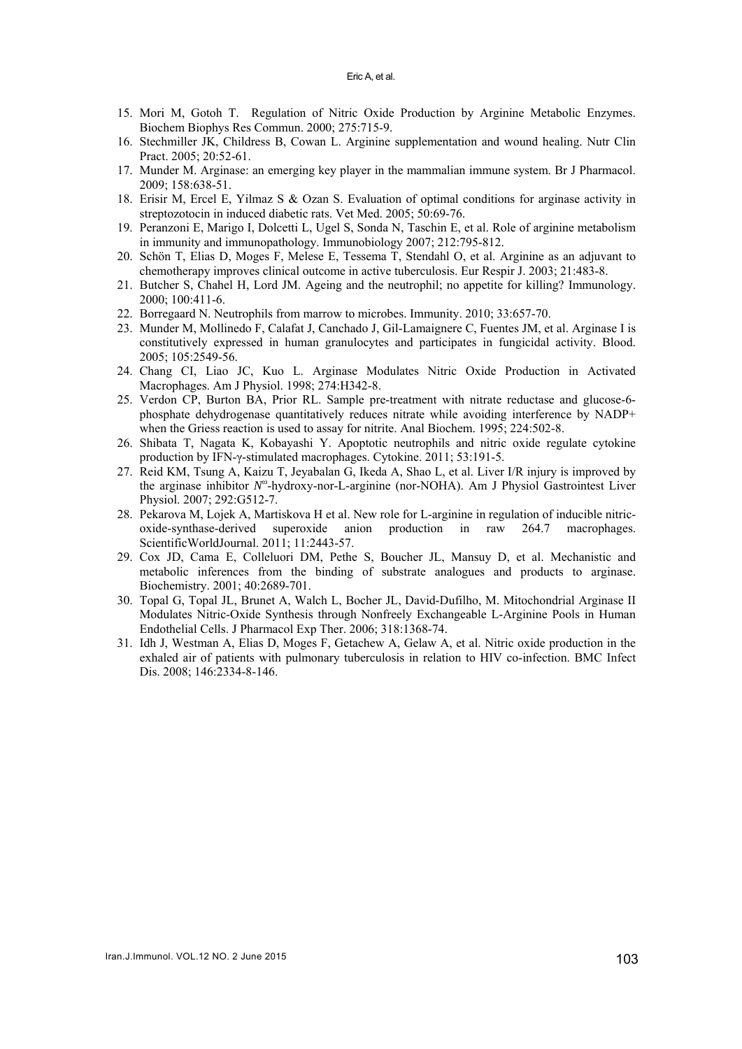15. Mori M, Gotoh T. Regulation of Nitric Oxide Production by Arginine Metabolic Enzymes. Biochem Biophys Res Commun. 2000; 275:715-9.
16. Stechmiller JK, Childress B, Cowan L. Arginine supplementation and wound healing. Nutr Clin Pract. 2005; 20:52-61.
17. Munder M. Arginase: an emerging key player in the mammalian immune system. Br J Pharmacol. 2009; 158:638-51.
18. Erisir M, Ercel E, Yilmaz S & Ozan S. Evaluation of optimal conditions for arginase activity in streptozotocin in induced diabetic rats. Vet Med. 2005; 50:69-76.
19. Peranzoni E, Marigo I, Dolcetti L, Ugel S, Sonda N, Taschin E, et al. Role of arginine metabolism in immunity and immunopathology. Immunobiology 2007; 212:795-812.
20. Schön T, Elias D, Moges F, Melese E, Tessema T, Stendahl O, et al. Arginine as an adjuvant to chemotherapy improves clinical outcome in active tuberculosis. Eur Respir J. 2003; 21:483-8.
21. Butcher S, Chahel H, Lord JM. Ageing and the neutrophil; no appetite for killing? Immunology. 2000; 100:411-6.
22. Borregaard N. Neutrophils from marrow to microbes. Immunity. 2010; 33:657-70.
23. Munder M, Mollinedo F, Calafat J, Canchado J, Gil-Lamaignere C, Fuentes JM, et al. Arginase I is constitutively expressed in human granulocytes and participates in fungicidal activity. Blood. 2005; 105:2549-56.
24. Chang CI, Liao JC, Kuo L. Arginase Modulates Nitric Oxide Production in Activated Macrophages. Am J Physiol. 1998; 274:H342-8.
25. Verdon CP, Burton BA, Prior RL. Sample pre-treatment with nitrate reductase and glucose-6-phosphate dehydrogenase quantitatively reduces nitrate while avoiding interference by NADP+ when the Griess reaction is used to assay for nitrite. Anal Biochem. 1995; 224:502-8.
26. Shibata T, Nagata K, Kobayashi Y. Apoptotic neutrophils and nitric oxide regulate cytokine production by IFN-γ-stimulated macrophages. Cytokine. 2011; 53:191-5.
27. Reid KM, Tsung A, Kaizu T, Jeyabalan G, Ikeda A, Shao L, et al. Liver I/R injury is improved by the arginase inhibitor $N^{\omega}$-hydroxy-nor-L-arginine (nor-NOHA). Am J Physiol Gastrointest Liver Physiol. 2007; 292:G512-7.
28. Pekarova M, Lojek A, Martiskova H et al. New role for L-arginine in regulation of inducible nitric-oxide-synthase-derived superoxide anion production in raw 264.7 macrophages. ScientificWorldJournal. 2011; 11:2443-57.
29. Cox JD, Cama E, Colleluori DM, Pethe S, Boucher JL, Mansuy D, et al. Mechanistic and metabolic inferences from the binding of substrate analogues and products to arginase. Biochemistry. 2001; 40:2689-701.
30. Topal G, Topal JL, Brunet A, Walch L, Bocher JL, David-Dufilho, M. Mitochondrial Arginase II Modulates Nitric-Oxide Synthesis through Nonfreely Exchangeable L-Arginine Pools in Human Endothelial Cells. J Pharmacol Exp Ther. 2006; 318:1368-74.
31. Idh J, Westman A, Elias D, Moges F, Getachew A, Gelaw A, et al. Nitric oxide production in the exhaled air of patients with pulmonary tuberculosis in relation to HIV co-infection. BMC Infect Dis. 2008; 146:2334-8-146.